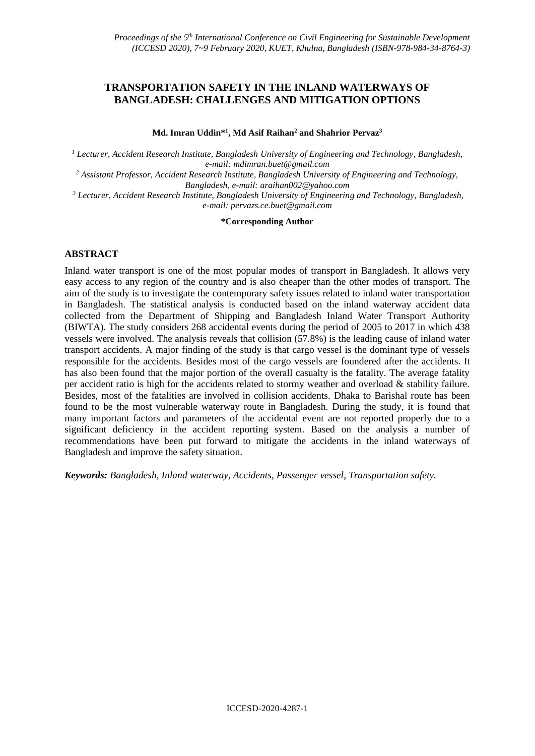# TRANSPORTATION SAFETY IN THE INLAND WATERWAYS OF BANGLADESH: CHALLENGES AND MITIGATION OPTIONS

**Md. Imran Uddin*[1], Md Asif Raihan[2] and Shahrior Pervaz[3]**

[1] Lecturer, Accident Research Institute, Bangladesh University of Engineering and Technology, Bangladesh, e-mail: mdimran.buet@gmail.com

[2] Assistant Professor, Accident Research Institute, Bangladesh University of Engineering and Technology, Bangladesh, e-mail: araihan002@yahoo.com

[3] Lecturer, Accident Research Institute, Bangladesh University of Engineering and Technology, Bangladesh, e-mail: pervazs.ce.buet@gmail.com

**\*Corresponding Author**

## ABSTRACT

Inland water transport is one of the most popular modes of transport in Bangladesh. It allows very easy access to any region of the country and is also cheaper than the other modes of transport. The aim of the study is to investigate the contemporary safety issues related to inland water transportation in Bangladesh. The statistical analysis is conducted based on the inland waterway accident data collected from the Department of Shipping and Bangladesh Inland Water Transport Authority (BIWTA). The study considers 268 accidental events during the period of 2005 to 2017 in which 438 vessels were involved. The analysis reveals that collision (57.8%) is the leading cause of inland water transport accidents. A major finding of the study is that cargo vessel is the dominant type of vessels responsible for the accidents. Besides most of the cargo vessels are foundered after the accidents. It has also been found that the major portion of the overall casualty is the fatality. The average fatality per accident ratio is high for the accidents related to stormy weather and overload & stability failure. Besides, most of the fatalities are involved in collision accidents. Dhaka to Barishal route has been found to be the most vulnerable waterway route in Bangladesh. During the study, it is found that many important factors and parameters of the accidental event are not reported properly due to a significant deficiency in the accident reporting system. Based on the analysis a number of recommendations have been put forward to mitigate the accidents in the inland waterways of Bangladesh and improve the safety situation.

***Keywords:*** *Bangladesh, Inland waterway, Accidents, Passenger vessel, Transportation safety.*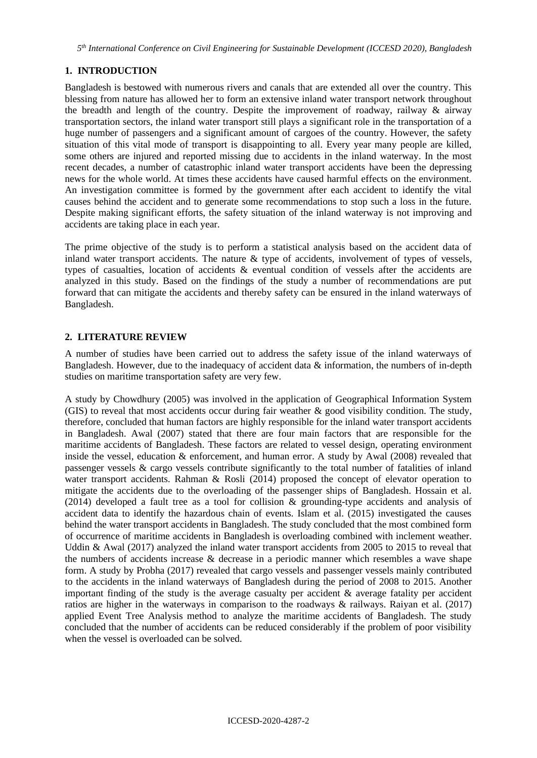## 1. INTRODUCTION

Bangladesh is bestowed with numerous rivers and canals that are extended all over the country. This blessing from nature has allowed her to form an extensive inland water transport network throughout the breadth and length of the country. Despite the improvement of roadway, railway & airway transportation sectors, the inland water transport still plays a significant role in the transportation of a huge number of passengers and a significant amount of cargoes of the country. However, the safety situation of this vital mode of transport is disappointing to all. Every year many people are killed, some others are injured and reported missing due to accidents in the inland waterway. In the most recent decades, a number of catastrophic inland water transport accidents have been the depressing news for the whole world. At times these accidents have caused harmful effects on the environment. An investigation committee is formed by the government after each accident to identify the vital causes behind the accident and to generate some recommendations to stop such a loss in the future. Despite making significant efforts, the safety situation of the inland waterway is not improving and accidents are taking place in each year.

The prime objective of the study is to perform a statistical analysis based on the accident data of inland water transport accidents. The nature & type of accidents, involvement of types of vessels, types of casualties, location of accidents & eventual condition of vessels after the accidents are analyzed in this study. Based on the findings of the study a number of recommendations are put forward that can mitigate the accidents and thereby safety can be ensured in the inland waterways of Bangladesh.

## 2. LITERATURE REVIEW

A number of studies have been carried out to address the safety issue of the inland waterways of Bangladesh. However, due to the inadequacy of accident data & information, the numbers of in-depth studies on maritime transportation safety are very few.

A study by Chowdhury (2005) was involved in the application of Geographical Information System (GIS) to reveal that most accidents occur during fair weather & good visibility condition. The study, therefore, concluded that human factors are highly responsible for the inland water transport accidents in Bangladesh. Awal (2007) stated that there are four main factors that are responsible for the maritime accidents of Bangladesh. These factors are related to vessel design, operating environment inside the vessel, education & enforcement, and human error. A study by Awal (2008) revealed that passenger vessels & cargo vessels contribute significantly to the total number of fatalities of inland water transport accidents. Rahman & Rosli (2014) proposed the concept of elevator operation to mitigate the accidents due to the overloading of the passenger ships of Bangladesh. Hossain et al. (2014) developed a fault tree as a tool for collision & grounding-type accidents and analysis of accident data to identify the hazardous chain of events. Islam et al. (2015) investigated the causes behind the water transport accidents in Bangladesh. The study concluded that the most combined form of occurrence of maritime accidents in Bangladesh is overloading combined with inclement weather. Uddin & Awal (2017) analyzed the inland water transport accidents from 2005 to 2015 to reveal that the numbers of accidents increase & decrease in a periodic manner which resembles a wave shape form. A study by Probha (2017) revealed that cargo vessels and passenger vessels mainly contributed to the accidents in the inland waterways of Bangladesh during the period of 2008 to 2015. Another important finding of the study is the average casualty per accident & average fatality per accident ratios are higher in the waterways in comparison to the roadways & railways. Raiyan et al. (2017) applied Event Tree Analysis method to analyze the maritime accidents of Bangladesh. The study concluded that the number of accidents can be reduced considerably if the problem of poor visibility when the vessel is overloaded can be solved.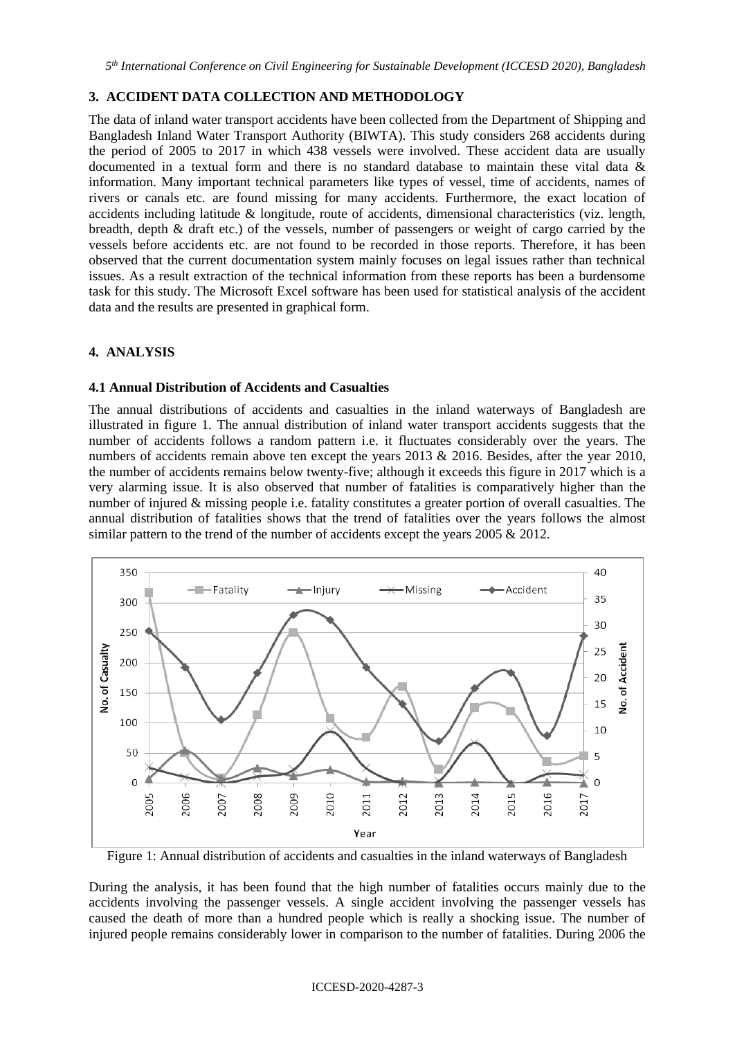## 3. ACCIDENT DATA COLLECTION AND METHODOLOGY

The data of inland water transport accidents have been collected from the Department of Shipping and Bangladesh Inland Water Transport Authority (BIWTA). This study considers 268 accidents during the period of 2005 to 2017 in which 438 vessels were involved. These accident data are usually documented in a textual form and there is no standard database to maintain these vital data & information. Many important technical parameters like types of vessel, time of accidents, names of rivers or canals etc. are found missing for many accidents. Furthermore, the exact location of accidents including latitude & longitude, route of accidents, dimensional characteristics (viz. length, breadth, depth & draft etc.) of the vessels, number of passengers or weight of cargo carried by the vessels before accidents etc. are not found to be recorded in those reports. Therefore, it has been observed that the current documentation system mainly focuses on legal issues rather than technical issues. As a result extraction of the technical information from these reports has been a burdensome task for this study. The Microsoft Excel software has been used for statistical analysis of the accident data and the results are presented in graphical form.

## 4. ANALYSIS

### 4.1 Annual Distribution of Accidents and Casualties

The annual distributions of accidents and casualties in the inland waterways of Bangladesh are illustrated in figure 1. The annual distribution of inland water transport accidents suggests that the number of accidents follows a random pattern i.e. it fluctuates considerably over the years. The numbers of accidents remain above ten except the years 2013 & 2016. Besides, after the year 2010, the number of accidents remains below twenty-five; although it exceeds this figure in 2017 which is a very alarming issue. It is also observed that number of fatalities is comparatively higher than the number of injured & missing people i.e. fatality constitutes a greater portion of overall casualties. The annual distribution of fatalities shows that the trend of fatalities over the years follows the almost similar pattern to the trend of the number of accidents except the years 2005 & 2012.

Figure 1: Annual distribution of accidents and casualties in the inland waterways of Bangladesh

During the analysis, it has been found that the high number of fatalities occurs mainly due to the accidents involving the passenger vessels. A single accident involving the passenger vessels has caused the death of more than a hundred people which is really a shocking issue. The number of injured people remains considerably lower in comparison to the number of fatalities. During 2006 the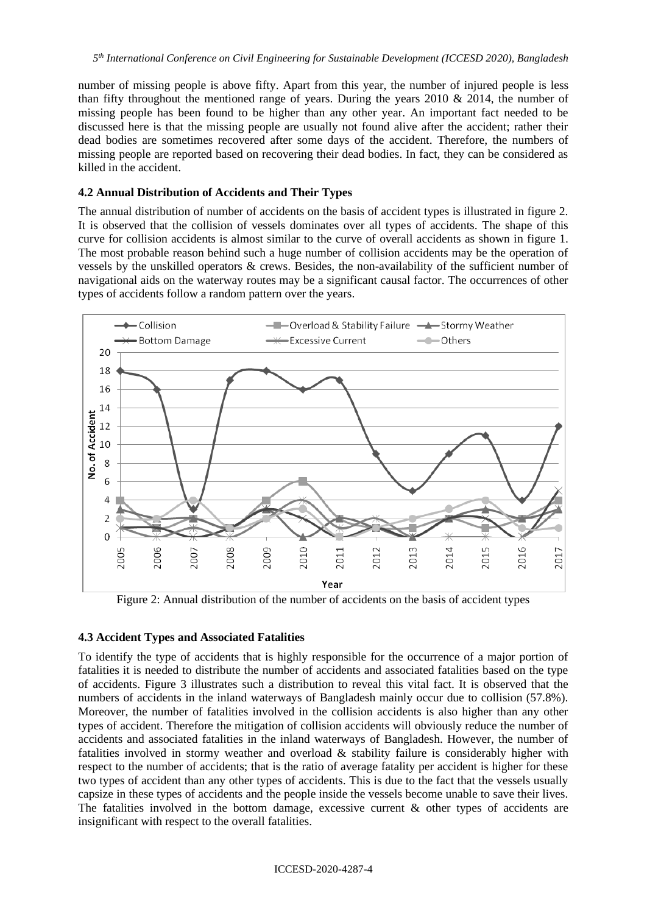number of missing people is above fifty. Apart from this year, the number of injured people is less than fifty throughout the mentioned range of years. During the years 2010 & 2014, the number of missing people has been found to be higher than any other year. An important fact needed to be discussed here is that the missing people are usually not found alive after the accident; rather their dead bodies are sometimes recovered after some days of the accident. Therefore, the numbers of missing people are reported based on recovering their dead bodies. In fact, they can be considered as killed in the accident.

### 4.2 Annual Distribution of Accidents and Their Types

The annual distribution of number of accidents on the basis of accident types is illustrated in figure 2. It is observed that the collision of vessels dominates over all types of accidents. The shape of this curve for collision accidents is almost similar to the curve of overall accidents as shown in figure 1. The most probable reason behind such a huge number of collision accidents may be the operation of vessels by the unskilled operators & crews. Besides, the non-availability of the sufficient number of navigational aids on the waterway routes may be a significant causal factor. The occurrences of other types of accidents follow a random pattern over the years.

Figure 2: Annual distribution of the number of accidents on the basis of accident types

### 4.3 Accident Types and Associated Fatalities

To identify the type of accidents that is highly responsible for the occurrence of a major portion of fatalities it is needed to distribute the number of accidents and associated fatalities based on the type of accidents. Figure 3 illustrates such a distribution to reveal this vital fact. It is observed that the numbers of accidents in the inland waterways of Bangladesh mainly occur due to collision (57.8%). Moreover, the number of fatalities involved in the collision accidents is also higher than any other types of accident. Therefore the mitigation of collision accidents will obviously reduce the number of accidents and associated fatalities in the inland waterways of Bangladesh. However, the number of fatalities involved in stormy weather and overload & stability failure is considerably higher with respect to the number of accidents; that is the ratio of average fatality per accident is higher for these two types of accident than any other types of accidents. This is due to the fact that the vessels usually capsize in these types of accidents and the people inside the vessels become unable to save their lives. The fatalities involved in the bottom damage, excessive current & other types of accidents are insignificant with respect to the overall fatalities.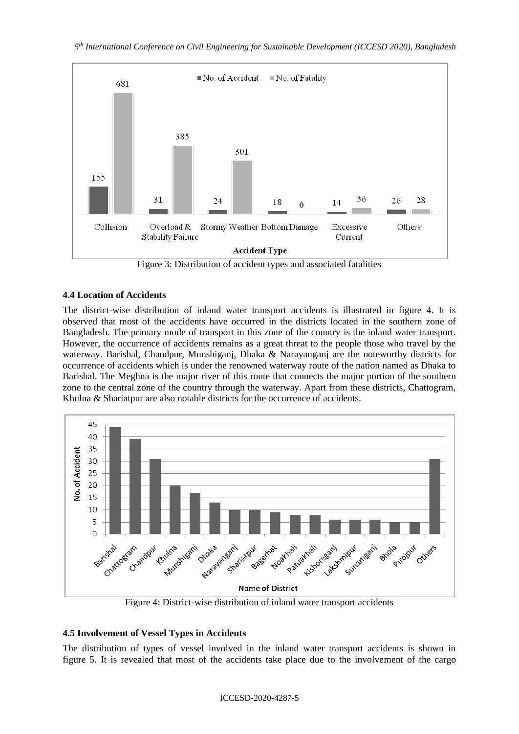Figure 3: Distribution of accident types and associated fatalities

### 4.4 Location of Accidents

The district-wise distribution of inland water transport accidents is illustrated in figure 4. It is observed that most of the accidents have occurred in the districts located in the southern zone of Bangladesh. The primary mode of transport in this zone of the country is the inland water transport. However, the occurrence of accidents remains as a great threat to the people those who travel by the waterway. Barishal, Chandpur, Munshiganj, Dhaka & Narayanganj are the noteworthy districts for occurrence of accidents which is under the renowned waterway route of the nation named as Dhaka to Barishal. The Meghna is the major river of this route that connects the major portion of the southern zone to the central zone of the country through the waterway. Apart from these districts, Chattogram, Khulna & Shariatpur are also notable districts for the occurrence of accidents.

Figure 4: District-wise distribution of inland water transport accidents

### 4.5 Involvement of Vessel Types in Accidents

The distribution of types of vessel involved in the inland water transport accidents is shown in figure 5. It is revealed that most of the accidents take place due to the involvement of the cargo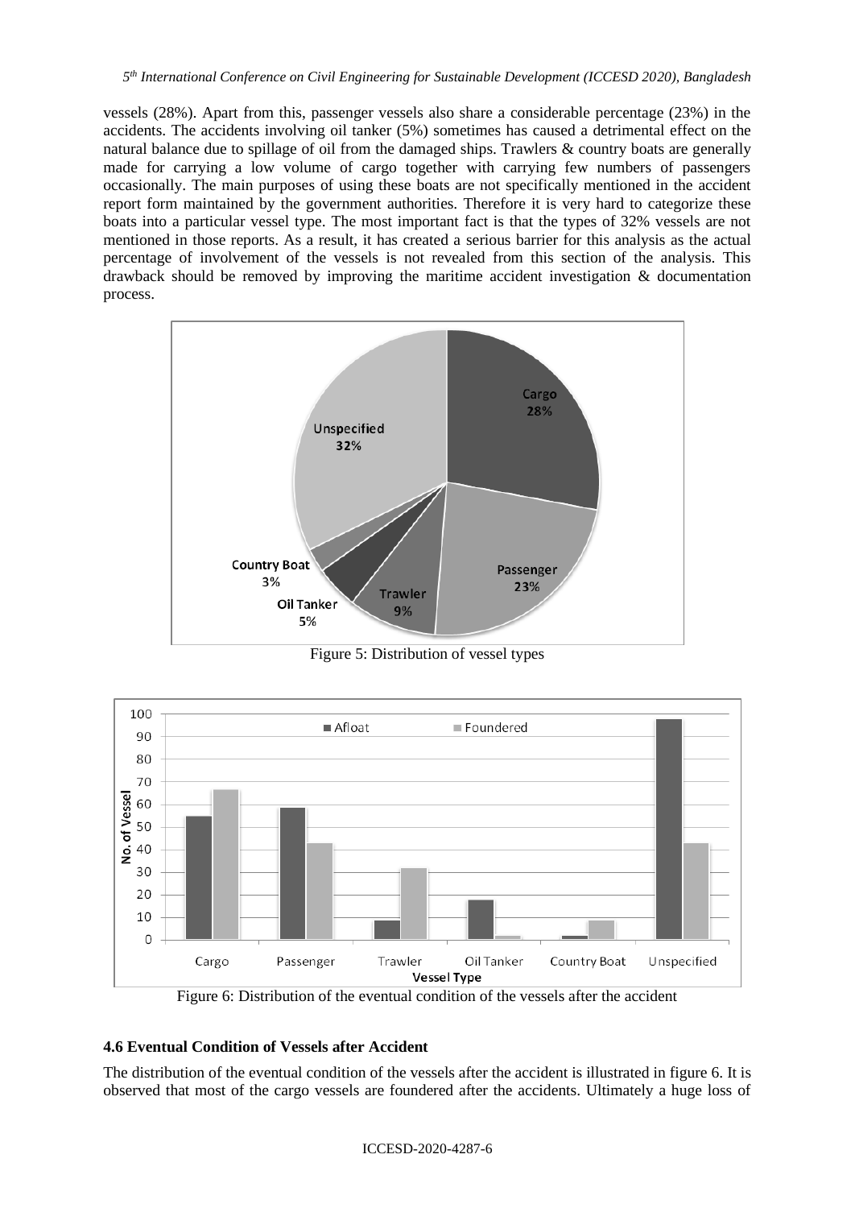vessels (28%). Apart from this, passenger vessels also share a considerable percentage (23%) in the accidents. The accidents involving oil tanker (5%) sometimes has caused a detrimental effect on the natural balance due to spillage of oil from the damaged ships. Trawlers & country boats are generally made for carrying a low volume of cargo together with carrying few numbers of passengers occasionally. The main purposes of using these boats are not specifically mentioned in the accident report form maintained by the government authorities. Therefore it is very hard to categorize these boats into a particular vessel type. The most important fact is that the types of 32% vessels are not mentioned in those reports. As a result, it has created a serious barrier for this analysis as the actual percentage of involvement of the vessels is not revealed from this section of the analysis. This drawback should be removed by improving the maritime accident investigation & documentation process.

Figure 5: Distribution of vessel types

Figure 6: Distribution of the eventual condition of the vessels after the accident

### 4.6 Eventual Condition of Vessels after Accident

The distribution of the eventual condition of the vessels after the accident is illustrated in figure 6. It is observed that most of the cargo vessels are foundered after the accidents. Ultimately a huge loss of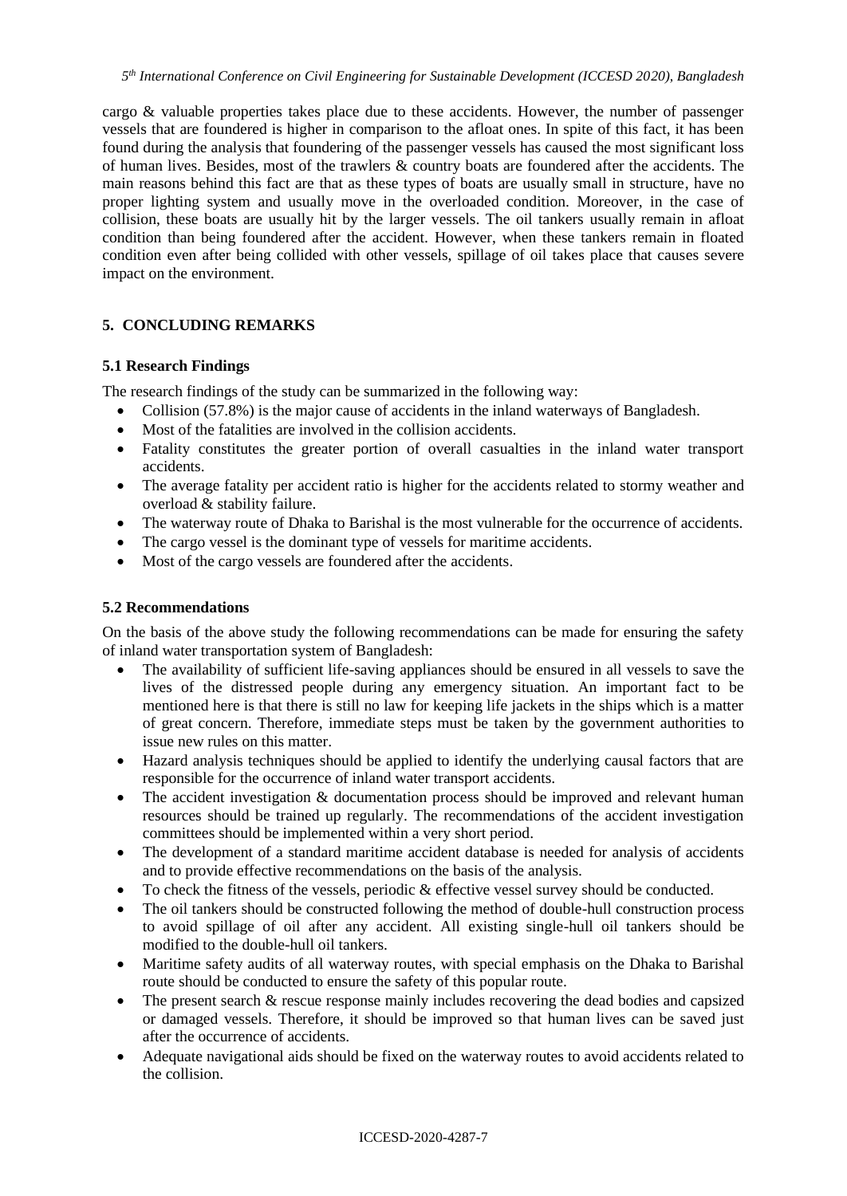cargo & valuable properties takes place due to these accidents. However, the number of passenger vessels that are foundered is higher in comparison to the afloat ones. In spite of this fact, it has been found during the analysis that foundering of the passenger vessels has caused the most significant loss of human lives. Besides, most of the trawlers & country boats are foundered after the accidents. The main reasons behind this fact are that as these types of boats are usually small in structure, have no proper lighting system and usually move in the overloaded condition. Moreover, in the case of collision, these boats are usually hit by the larger vessels. The oil tankers usually remain in afloat condition than being foundered after the accident. However, when these tankers remain in floated condition even after being collided with other vessels, spillage of oil takes place that causes severe impact on the environment.

## 5. CONCLUDING REMARKS

### 5.1 Research Findings

The research findings of the study can be summarized in the following way:

- Collision (57.8%) is the major cause of accidents in the inland waterways of Bangladesh.
- Most of the fatalities are involved in the collision accidents.
- Fatality constitutes the greater portion of overall casualties in the inland water transport accidents.
- The average fatality per accident ratio is higher for the accidents related to stormy weather and overload & stability failure.
- The waterway route of Dhaka to Barishal is the most vulnerable for the occurrence of accidents.
- The cargo vessel is the dominant type of vessels for maritime accidents.
- Most of the cargo vessels are foundered after the accidents.

### 5.2 Recommendations

On the basis of the above study the following recommendations can be made for ensuring the safety of inland water transportation system of Bangladesh:

- The availability of sufficient life-saving appliances should be ensured in all vessels to save the lives of the distressed people during any emergency situation. An important fact to be mentioned here is that there is still no law for keeping life jackets in the ships which is a matter of great concern. Therefore, immediate steps must be taken by the government authorities to issue new rules on this matter.
- Hazard analysis techniques should be applied to identify the underlying causal factors that are responsible for the occurrence of inland water transport accidents.
- The accident investigation & documentation process should be improved and relevant human resources should be trained up regularly. The recommendations of the accident investigation committees should be implemented within a very short period.
- The development of a standard maritime accident database is needed for analysis of accidents and to provide effective recommendations on the basis of the analysis.
- To check the fitness of the vessels, periodic & effective vessel survey should be conducted.
- The oil tankers should be constructed following the method of double-hull construction process to avoid spillage of oil after any accident. All existing single-hull oil tankers should be modified to the double-hull oil tankers.
- Maritime safety audits of all waterway routes, with special emphasis on the Dhaka to Barishal route should be conducted to ensure the safety of this popular route.
- The present search & rescue response mainly includes recovering the dead bodies and capsized or damaged vessels. Therefore, it should be improved so that human lives can be saved just after the occurrence of accidents.
- Adequate navigational aids should be fixed on the waterway routes to avoid accidents related to the collision.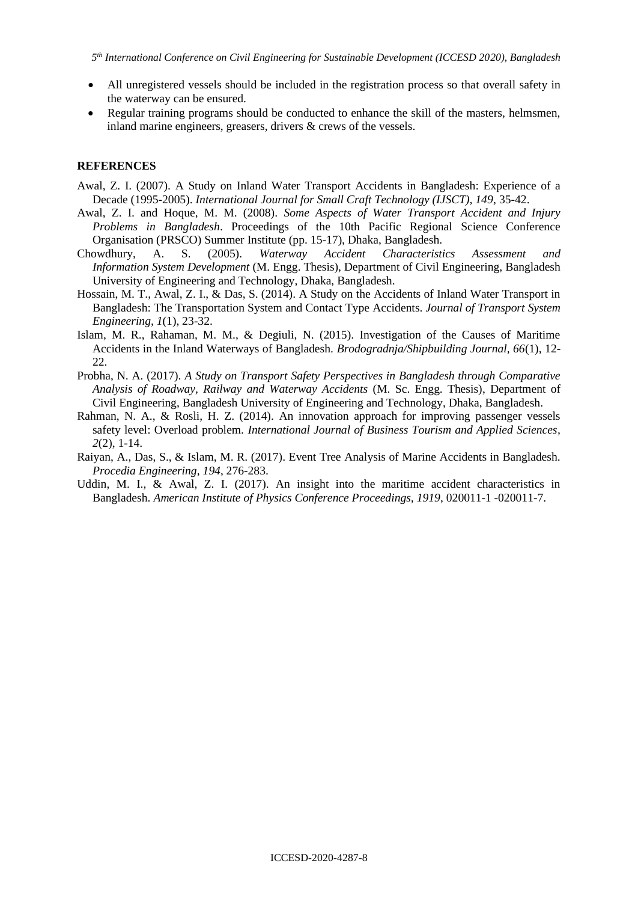- All unregistered vessels should be included in the registration process so that overall safety in the waterway can be ensured.
- Regular training programs should be conducted to enhance the skill of the masters, helmsmen, inland marine engineers, greasers, drivers & crews of the vessels.

## REFERENCES

Awal, Z. I. (2007). A Study on Inland Water Transport Accidents in Bangladesh: Experience of a Decade (1995-2005). *International Journal for Small Craft Technology (IJSCT), 149*, 35-42.

Awal, Z. I. and Hoque, M. M. (2008). *Some Aspects of Water Transport Accident and Injury Problems in Bangladesh*. Proceedings of the 10th Pacific Regional Science Conference Organisation (PRSCO) Summer Institute (pp. 15-17), Dhaka, Bangladesh.

Chowdhury, A. S. (2005). *Waterway Accident Characteristics Assessment and Information System Development* (M. Engg. Thesis), Department of Civil Engineering, Bangladesh University of Engineering and Technology, Dhaka, Bangladesh.

Hossain, M. T., Awal, Z. I., & Das, S. (2014). A Study on the Accidents of Inland Water Transport in Bangladesh: The Transportation System and Contact Type Accidents. *Journal of Transport System Engineering, 1*(1), 23-32.

Islam, M. R., Rahaman, M. M., & Degiuli, N. (2015). Investigation of the Causes of Maritime Accidents in the Inland Waterways of Bangladesh. *Brodogradnja/Shipbuilding Journal, 66*(1), 12-22.

Probha, N. A. (2017). *A Study on Transport Safety Perspectives in Bangladesh through Comparative Analysis of Roadway, Railway and Waterway Accidents* (M. Sc. Engg. Thesis), Department of Civil Engineering, Bangladesh University of Engineering and Technology, Dhaka, Bangladesh.

Rahman, N. A., & Rosli, H. Z. (2014). An innovation approach for improving passenger vessels safety level: Overload problem. *International Journal of Business Tourism and Applied Sciences, 2*(2), 1-14.

Raiyan, A., Das, S., & Islam, M. R. (2017). Event Tree Analysis of Marine Accidents in Bangladesh. *Procedia Engineering, 194*, 276-283.

Uddin, M. I., & Awal, Z. I. (2017). An insight into the maritime accident characteristics in Bangladesh. *American Institute of Physics Conference Proceedings, 1919*, 020011-1 -020011-7.